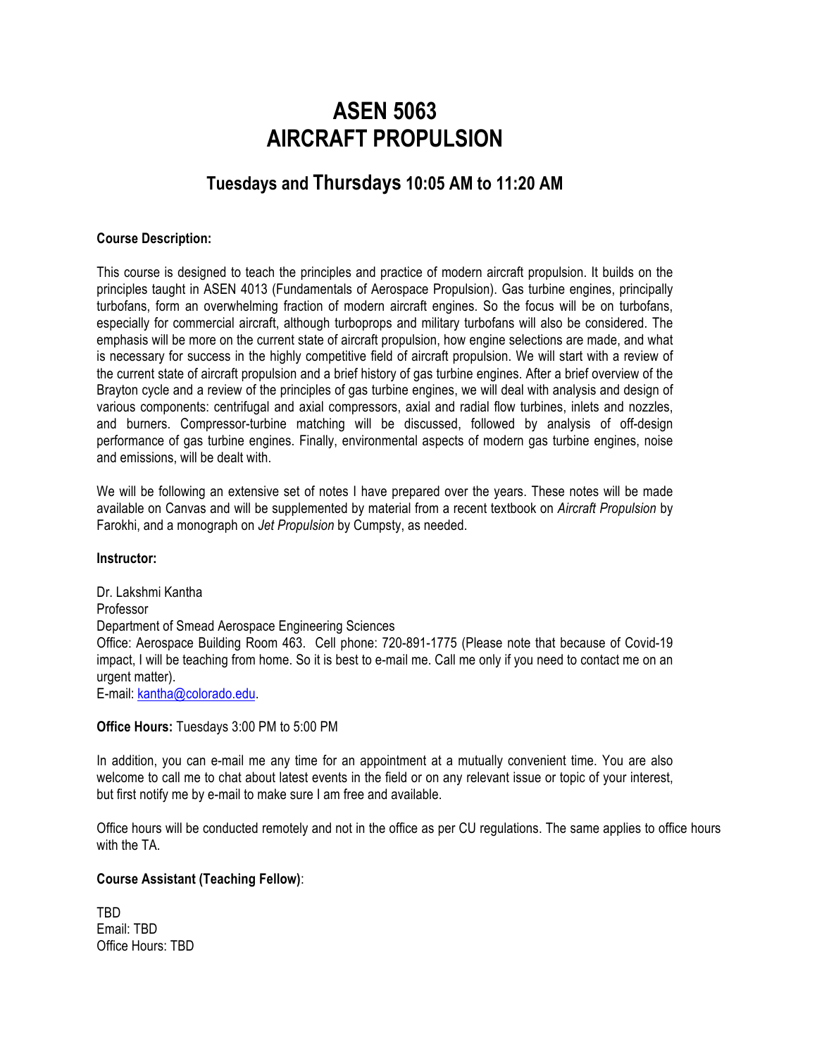# ASEN 5063
# AIRCRAFT PROPULSION

## Tuesdays and Thursdays 10:05 AM to 11:20 AM

**Course Description:**

This course is designed to teach the principles and practice of modern aircraft propulsion. It builds on the principles taught in ASEN 4013 (Fundamentals of Aerospace Propulsion). Gas turbine engines, principally turbofans, form an overwhelming fraction of modern aircraft engines. So the focus will be on turbofans, especially for commercial aircraft, although turboprops and military turbofans will also be considered. The emphasis will be more on the current state of aircraft propulsion, how engine selections are made, and what is necessary for success in the highly competitive field of aircraft propulsion. We will start with a review of the current state of aircraft propulsion and a brief history of gas turbine engines. After a brief overview of the Brayton cycle and a review of the principles of gas turbine engines, we will deal with analysis and design of various components: centrifugal and axial compressors, axial and radial flow turbines, inlets and nozzles, and burners. Compressor-turbine matching will be discussed, followed by analysis of off-design performance of gas turbine engines. Finally, environmental aspects of modern gas turbine engines, noise and emissions, will be dealt with.

We will be following an extensive set of notes I have prepared over the years. These notes will be made available on Canvas and will be supplemented by material from a recent textbook on *Aircraft Propulsion* by Farokhi, and a monograph on *Jet Propulsion* by Cumpsty, as needed.

**Instructor:**

Dr. Lakshmi Kantha
Professor
Department of Smead Aerospace Engineering Sciences
Office: Aerospace Building Room 463. Cell phone: 720-891-1775 (Please note that because of Covid-19 impact, I will be teaching from home. So it is best to e-mail me. Call me only if you need to contact me on an urgent matter).
E-mail: kantha@colorado.edu.

**Office Hours:** Tuesdays 3:00 PM to 5:00 PM

In addition, you can e-mail me any time for an appointment at a mutually convenient time. You are also welcome to call me to chat about latest events in the field or on any relevant issue or topic of your interest, but first notify me by e-mail to make sure I am free and available.

Office hours will be conducted remotely and not in the office as per CU regulations. The same applies to office hours with the TA.

**Course Assistant (Teaching Fellow)**:

TBD
Email: TBD
Office Hours: TBD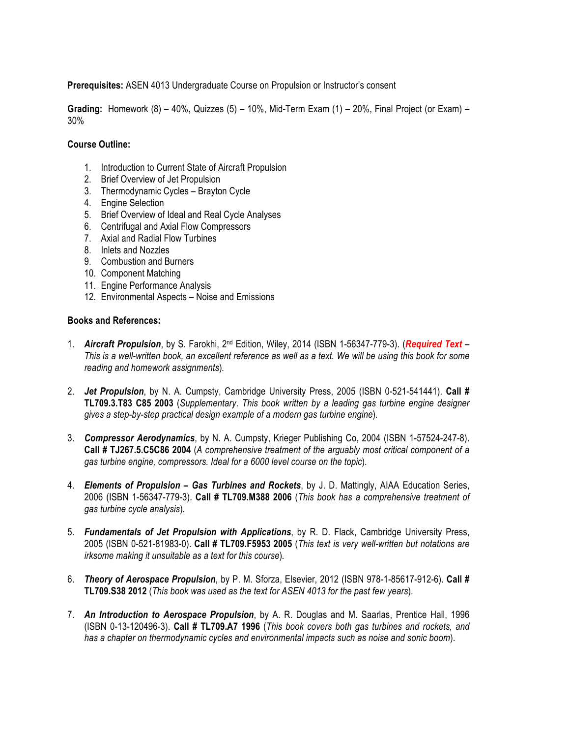**Prerequisites:** ASEN 4013 Undergraduate Course on Propulsion or Instructor's consent

**Grading:** Homework (8) – 40%, Quizzes (5) – 10%, Mid-Term Exam (1) – 20%, Final Project (or Exam) – 30%

**Course Outline:**

1. Introduction to Current State of Aircraft Propulsion
2. Brief Overview of Jet Propulsion
3. Thermodynamic Cycles – Brayton Cycle
4. Engine Selection
5. Brief Overview of Ideal and Real Cycle Analyses
6. Centrifugal and Axial Flow Compressors
7. Axial and Radial Flow Turbines
8. Inlets and Nozzles
9. Combustion and Burners
10. Component Matching
11. Engine Performance Analysis
12. Environmental Aspects – Noise and Emissions

**Books and References:**

1. ***Aircraft Propulsion***, by S. Farokhi, 2nd Edition, Wiley, 2014 (ISBN 1-56347-779-3). (***Required Text*** – *This is a well-written book, an excellent reference as well as a text. We will be using this book for some reading and homework assignments*).

2. ***Jet Propulsion***, by N. A. Cumpsty, Cambridge University Press, 2005 (ISBN 0-521-541441). **Call # TL709.3.T83 C85 2003** (*Supplementary. This book written by a leading gas turbine engine designer gives a step-by-step practical design example of a modern gas turbine engine*).

3. ***Compressor Aerodynamics***, by N. A. Cumpsty, Krieger Publishing Co, 2004 (ISBN 1-57524-247-8). **Call # TJ267.5.C5C86 2004** (*A comprehensive treatment of the arguably most critical component of a gas turbine engine, compressors. Ideal for a 6000 level course on the topic*).

4. ***Elements of Propulsion – Gas Turbines and Rockets***, by J. D. Mattingly, AIAA Education Series, 2006 (ISBN 1-56347-779-3). **Call # TL709.M388 2006** (*This book has a comprehensive treatment of gas turbine cycle analysis*).

5. ***Fundamentals of Jet Propulsion with Applications***, by R. D. Flack, Cambridge University Press, 2005 (ISBN 0-521-81983-0). **Call # TL709.F5953 2005** (*This text is very well-written but notations are irksome making it unsuitable as a text for this course*).

6. ***Theory of Aerospace Propulsion***, by P. M. Sforza, Elsevier, 2012 (ISBN 978-1-85617-912-6). **Call # TL709.S38 2012** (*This book was used as the text for ASEN 4013 for the past few years*).

7. ***An Introduction to Aerospace Propulsion***, by A. R. Douglas and M. Saarlas, Prentice Hall, 1996 (ISBN 0-13-120496-3). **Call # TL709.A7 1996** (*This book covers both gas turbines and rockets, and has a chapter on thermodynamic cycles and environmental impacts such as noise and sonic boom*).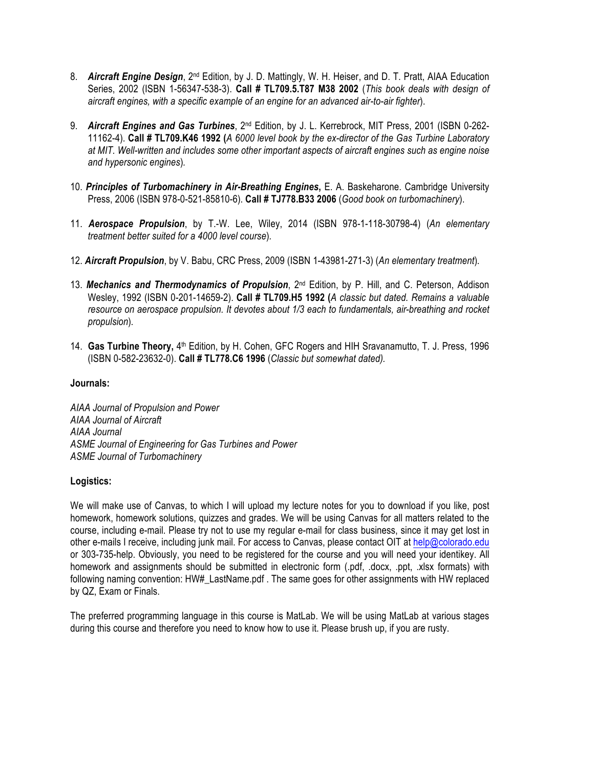8. ***Aircraft Engine Design***, 2nd Edition, by J. D. Mattingly, W. H. Heiser, and D. T. Pratt, AIAA Education Series, 2002 (ISBN 1-56347-538-3). **Call # TL709.5.T87 M38 2002** (*This book deals with design of aircraft engines, with a specific example of an engine for an advanced air-to-air fighter*).

9. ***Aircraft Engines and Gas Turbines***, 2nd Edition, by J. L. Kerrebrock, MIT Press, 2001 (ISBN 0-262-11162-4). **Call # TL709.K46 1992 (***A 6000 level book by the ex-director of the Gas Turbine Laboratory at MIT. Well-written and includes some other important aspects of aircraft engines such as engine noise and hypersonic engines*).

10. ***Principles of Turbomachinery in Air-Breathing Engines*****,** E. A. Baskeharone. Cambridge University Press, 2006 (ISBN 978-0-521-85810-6). **Call # TJ778.B33 2006** (*Good book on turbomachinery*).

11. ***Aerospace Propulsion***, by T.-W. Lee, Wiley, 2014 (ISBN 978-1-118-30798-4) (*An elementary treatment better suited for a 4000 level course*).

12. ***Aircraft Propulsion***, by V. Babu, CRC Press, 2009 (ISBN 1-43981-271-3) (*An elementary treatment*).

13. ***Mechanics and Thermodynamics of Propulsion***, 2nd Edition, by P. Hill, and C. Peterson, Addison Wesley, 1992 (ISBN 0-201-14659-2). **Call # TL709.H5 1992 (***A classic but dated. Remains a valuable resource on aerospace propulsion. It devotes about 1/3 each to fundamentals, air-breathing and rocket propulsion*).

14. **Gas Turbine Theory,** 4th Edition, by H. Cohen, GFC Rogers and HIH Sravanamutto, T. J. Press, 1996 (ISBN 0-582-23632-0). **Call # TL778.C6 1996** (*Classic but somewhat dated).*

**Journals:**

*AIAA Journal of Propulsion and Power*
*AIAA Journal of Aircraft*
*AIAA Journal*
*ASME Journal of Engineering for Gas Turbines and Power*
*ASME Journal of Turbomachinery*

**Logistics:**

We will make use of Canvas, to which I will upload my lecture notes for you to download if you like, post homework, homework solutions, quizzes and grades. We will be using Canvas for all matters related to the course, including e-mail. Please try not to use my regular e-mail for class business, since it may get lost in other e-mails I receive, including junk mail. For access to Canvas, please contact OIT at help@colorado.edu or 303-735-help. Obviously, you need to be registered for the course and you will need your identikey. All homework and assignments should be submitted in electronic form (.pdf, .docx, .ppt, .xlsx formats) with following naming convention: HW#_LastName.pdf . The same goes for other assignments with HW replaced by QZ, Exam or Finals.

The preferred programming language in this course is MatLab. We will be using MatLab at various stages during this course and therefore you need to know how to use it. Please brush up, if you are rusty.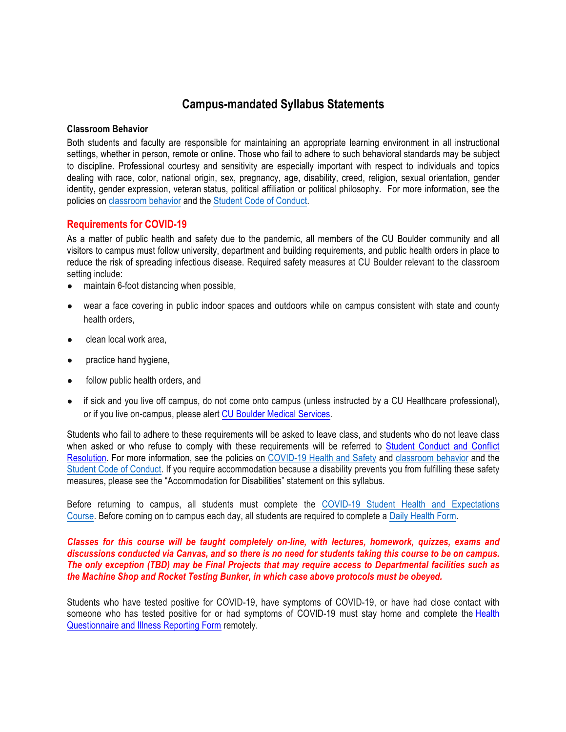# Campus-mandated Syllabus Statements

**Classroom Behavior**

Both students and faculty are responsible for maintaining an appropriate learning environment in all instructional settings, whether in person, remote or online. Those who fail to adhere to such behavioral standards may be subject to discipline. Professional courtesy and sensitivity are especially important with respect to individuals and topics dealing with race, color, national origin, sex, pregnancy, age, disability, creed, religion, sexual orientation, gender identity, gender expression, veteran status, political affiliation or political philosophy. For more information, see the policies on classroom behavior and the Student Code of Conduct.

## Requirements for COVID-19

As a matter of public health and safety due to the pandemic, all members of the CU Boulder community and all visitors to campus must follow university, department and building requirements, and public health orders in place to reduce the risk of spreading infectious disease. Required safety measures at CU Boulder relevant to the classroom setting include:

- maintain 6-foot distancing when possible,
- wear a face covering in public indoor spaces and outdoors while on campus consistent with state and county health orders,
- clean local work area,
- practice hand hygiene,
- follow public health orders, and
- if sick and you live off campus, do not come onto campus (unless instructed by a CU Healthcare professional), or if you live on-campus, please alert CU Boulder Medical Services.

Students who fail to adhere to these requirements will be asked to leave class, and students who do not leave class when asked or who refuse to comply with these requirements will be referred to Student Conduct and Conflict Resolution. For more information, see the policies on COVID-19 Health and Safety and classroom behavior and the Student Code of Conduct. If you require accommodation because a disability prevents you from fulfilling these safety measures, please see the "Accommodation for Disabilities" statement on this syllabus.

Before returning to campus, all students must complete the COVID-19 Student Health and Expectations Course. Before coming on to campus each day, all students are required to complete a Daily Health Form.

***Classes for this course will be taught completely on-line, with lectures, homework, quizzes, exams and discussions conducted via Canvas, and so there is no need for students taking this course to be on campus. The only exception (TBD) may be Final Projects that may require access to Departmental facilities such as the Machine Shop and Rocket Testing Bunker, in which case above protocols must be obeyed.***

Students who have tested positive for COVID-19, have symptoms of COVID-19, or have had close contact with someone who has tested positive for or had symptoms of COVID-19 must stay home and complete the Health Questionnaire and Illness Reporting Form remotely.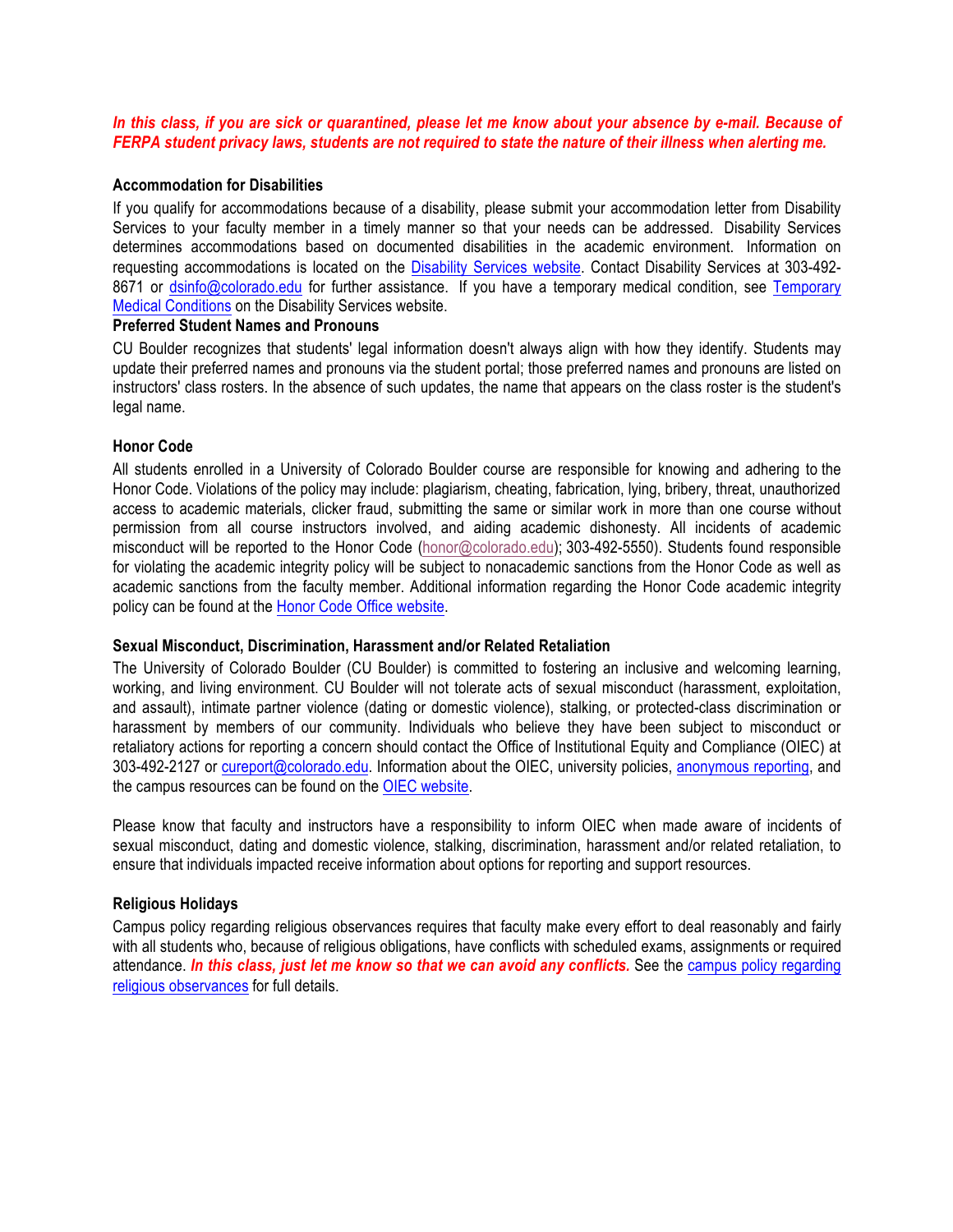***In this class, if you are sick or quarantined, please let me know about your absence by e-mail. Because of FERPA student privacy laws, students are not required to state the nature of their illness when alerting me.***

**Accommodation for Disabilities**

If you qualify for accommodations because of a disability, please submit your accommodation letter from Disability Services to your faculty member in a timely manner so that your needs can be addressed. Disability Services determines accommodations based on documented disabilities in the academic environment. Information on requesting accommodations is located on the Disability Services website. Contact Disability Services at 303-492-8671 or dsinfo@colorado.edu for further assistance. If you have a temporary medical condition, see Temporary Medical Conditions on the Disability Services website.

**Preferred Student Names and Pronouns**

CU Boulder recognizes that students' legal information doesn't always align with how they identify. Students may update their preferred names and pronouns via the student portal; those preferred names and pronouns are listed on instructors' class rosters. In the absence of such updates, the name that appears on the class roster is the student's legal name.

**Honor Code**

All students enrolled in a University of Colorado Boulder course are responsible for knowing and adhering to the Honor Code. Violations of the policy may include: plagiarism, cheating, fabrication, lying, bribery, threat, unauthorized access to academic materials, clicker fraud, submitting the same or similar work in more than one course without permission from all course instructors involved, and aiding academic dishonesty. All incidents of academic misconduct will be reported to the Honor Code (honor@colorado.edu); 303-492-5550). Students found responsible for violating the academic integrity policy will be subject to nonacademic sanctions from the Honor Code as well as academic sanctions from the faculty member. Additional information regarding the Honor Code academic integrity policy can be found at the Honor Code Office website.

**Sexual Misconduct, Discrimination, Harassment and/or Related Retaliation**

The University of Colorado Boulder (CU Boulder) is committed to fostering an inclusive and welcoming learning, working, and living environment. CU Boulder will not tolerate acts of sexual misconduct (harassment, exploitation, and assault), intimate partner violence (dating or domestic violence), stalking, or protected-class discrimination or harassment by members of our community. Individuals who believe they have been subject to misconduct or retaliatory actions for reporting a concern should contact the Office of Institutional Equity and Compliance (OIEC) at 303-492-2127 or cureport@colorado.edu. Information about the OIEC, university policies, anonymous reporting, and the campus resources can be found on the OIEC website.

Please know that faculty and instructors have a responsibility to inform OIEC when made aware of incidents of sexual misconduct, dating and domestic violence, stalking, discrimination, harassment and/or related retaliation, to ensure that individuals impacted receive information about options for reporting and support resources.

**Religious Holidays**

Campus policy regarding religious observances requires that faculty make every effort to deal reasonably and fairly with all students who, because of religious obligations, have conflicts with scheduled exams, assignments or required attendance. ***In this class, just let me know so that we can avoid any conflicts.*** See the campus policy regarding religious observances for full details.